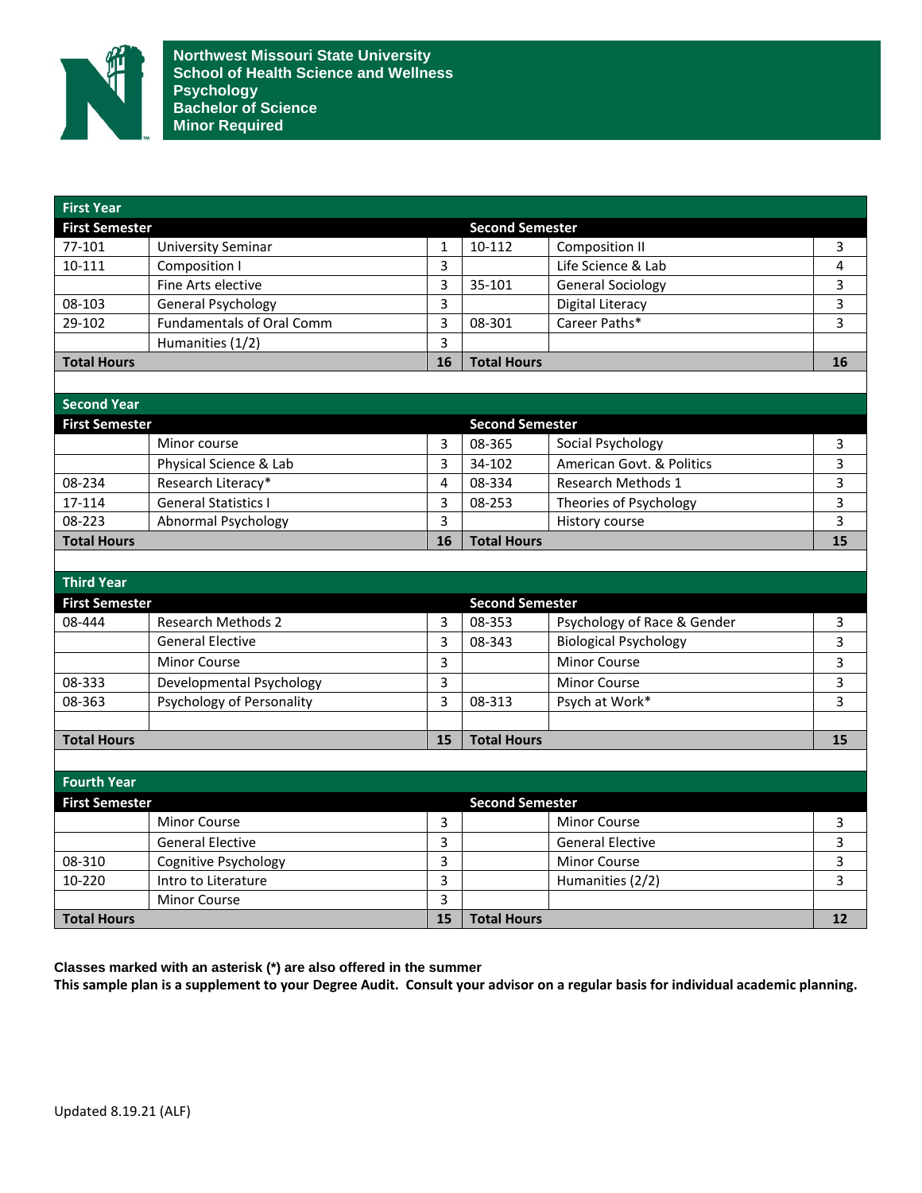# Northwest Missouri State University
## School of Health Science and Wellness
## Psychology
## Bachelor of Science
## Minor Required

### First Year

| First Semester | | | Second Semester | | |
|---|---|---|---|---|---|
| 77-101 | University Seminar | 1 | 10-112 | Composition II | 3 |
| 10-111 | Composition I | 3 | | Life Science & Lab | 4 |
| | Fine Arts elective | 3 | 35-101 | General Sociology | 3 |
| 08-103 | General Psychology | 3 | | Digital Literacy | 3 |
| 29-102 | Fundamentals of Oral Comm | 3 | 08-301 | Career Paths* | 3 |
| | Humanities (1/2) | 3 | | | |
| **Total Hours** | | **16** | **Total Hours** | | **16** |

### Second Year

| First Semester | | | Second Semester | | |
|---|---|---|---|---|---|
| | Minor course | 3 | 08-365 | Social Psychology | 3 |
| | Physical Science & Lab | 3 | 34-102 | American Govt. & Politics | 3 |
| 08-234 | Research Literacy* | 4 | 08-334 | Research Methods 1 | 3 |
| 17-114 | General Statistics I | 3 | 08-253 | Theories of Psychology | 3 |
| 08-223 | Abnormal Psychology | 3 | | History course | 3 |
| **Total Hours** | | **16** | **Total Hours** | | **15** |

### Third Year

| First Semester | | | Second Semester | | |
|---|---|---|---|---|---|
| 08-444 | Research Methods 2 | 3 | 08-353 | Psychology of Race & Gender | 3 |
| | General Elective | 3 | 08-343 | Biological Psychology | 3 |
| | Minor Course | 3 | | Minor Course | 3 |
| 08-333 | Developmental Psychology | 3 | | Minor Course | 3 |
| 08-363 | Psychology of Personality | 3 | 08-313 | Psych at Work* | 3 |
| **Total Hours** | | **15** | **Total Hours** | | **15** |

### Fourth Year

| First Semester | | | Second Semester | | |
|---|---|---|---|---|---|
| | Minor Course | 3 | | Minor Course | 3 |
| | General Elective | 3 | | General Elective | 3 |
| 08-310 | Cognitive Psychology | 3 | | Minor Course | 3 |
| 10-220 | Intro to Literature | 3 | | Humanities (2/2) | 3 |
| | Minor Course | 3 | | | |
| **Total Hours** | | **15** | **Total Hours** | | **12** |

**Classes marked with an asterisk (*) are also offered in the summer**

**This sample plan is a supplement to your Degree Audit. Consult your advisor on a regular basis for individual academic planning.**

Updated 8.19.21 (ALF)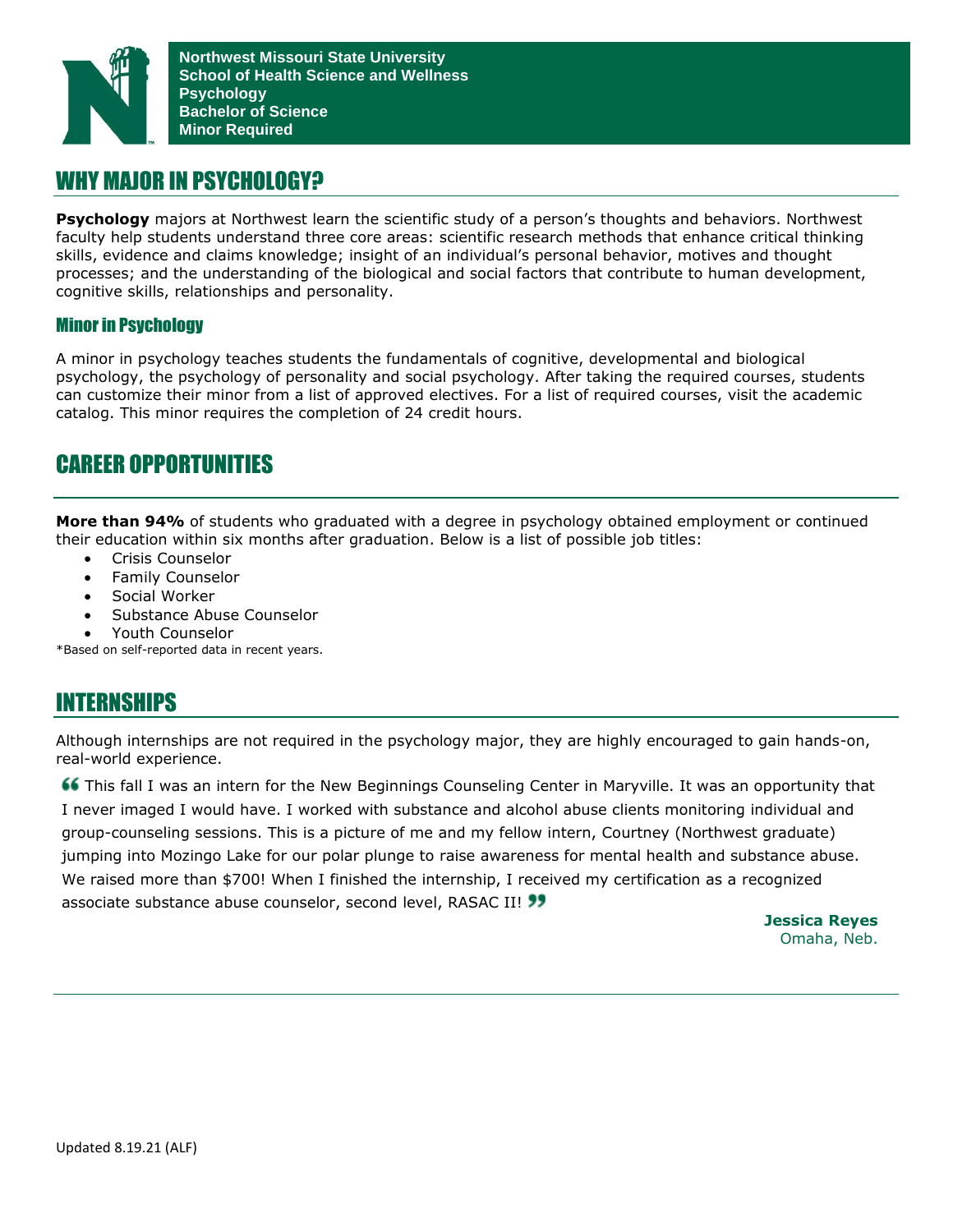**Northwest Missouri State University**
**School of Health Science and Wellness**
**Psychology**
**Bachelor of Science**
**Minor Required**

## WHY MAJOR IN PSYCHOLOGY?

**Psychology** majors at Northwest learn the scientific study of a person's thoughts and behaviors. Northwest faculty help students understand three core areas: scientific research methods that enhance critical thinking skills, evidence and claims knowledge; insight of an individual's personal behavior, motives and thought processes; and the understanding of the biological and social factors that contribute to human development, cognitive skills, relationships and personality.

### Minor in Psychology

A minor in psychology teaches students the fundamentals of cognitive, developmental and biological psychology, the psychology of personality and social psychology. After taking the required courses, students can customize their minor from a list of approved electives. For a list of required courses, visit the academic catalog. This minor requires the completion of 24 credit hours.

## CAREER OPPORTUNITIES

**More than 94%** of students who graduated with a degree in psychology obtained employment or continued their education within six months after graduation. Below is a list of possible job titles:

- Crisis Counselor
- Family Counselor
- Social Worker
- Substance Abuse Counselor
- Youth Counselor

*Based on self-reported data in recent years.

## INTERNSHIPS

Although internships are not required in the psychology major, they are highly encouraged to gain hands-on, real-world experience.

"This fall I was an intern for the New Beginnings Counseling Center in Maryville. It was an opportunity that I never imaged I would have. I worked with substance and alcohol abuse clients monitoring individual and group-counseling sessions. This is a picture of me and my fellow intern, Courtney (Northwest graduate) jumping into Mozingo Lake for our polar plunge to raise awareness for mental health and substance abuse. We raised more than $700! When I finished the internship, I received my certification as a recognized associate substance abuse counselor, second level, RASAC II!"

**Jessica Reyes**
Omaha, Neb.

Updated 8.19.21 (ALF)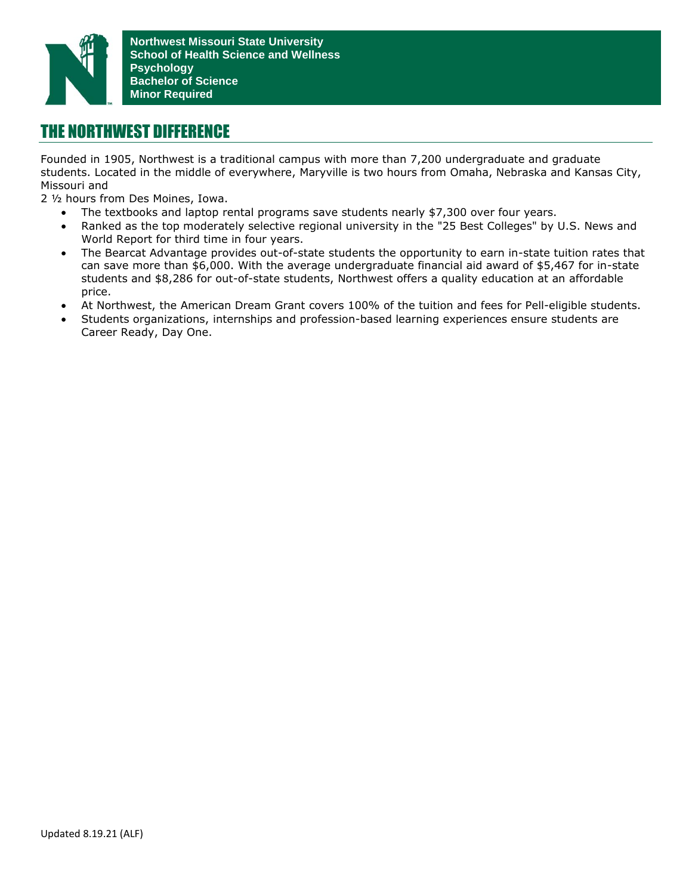**Northwest Missouri State University**
**School of Health Science and Wellness**
**Psychology**
**Bachelor of Science**
**Minor Required**

## THE NORTHWEST DIFFERENCE

Founded in 1905, Northwest is a traditional campus with more than 7,200 undergraduate and graduate students. Located in the middle of everywhere, Maryville is two hours from Omaha, Nebraska and Kansas City, Missouri and 2 ½ hours from Des Moines, Iowa.

- The textbooks and laptop rental programs save students nearly $7,300 over four years.
- Ranked as the top moderately selective regional university in the "25 Best Colleges" by U.S. News and World Report for third time in four years.
- The Bearcat Advantage provides out-of-state students the opportunity to earn in-state tuition rates that can save more than $6,000. With the average undergraduate financial aid award of $5,467 for in-state students and $8,286 for out-of-state students, Northwest offers a quality education at an affordable price.
- At Northwest, the American Dream Grant covers 100% of the tuition and fees for Pell-eligible students.
- Students organizations, internships and profession-based learning experiences ensure students are Career Ready, Day One.

Updated 8.19.21 (ALF)